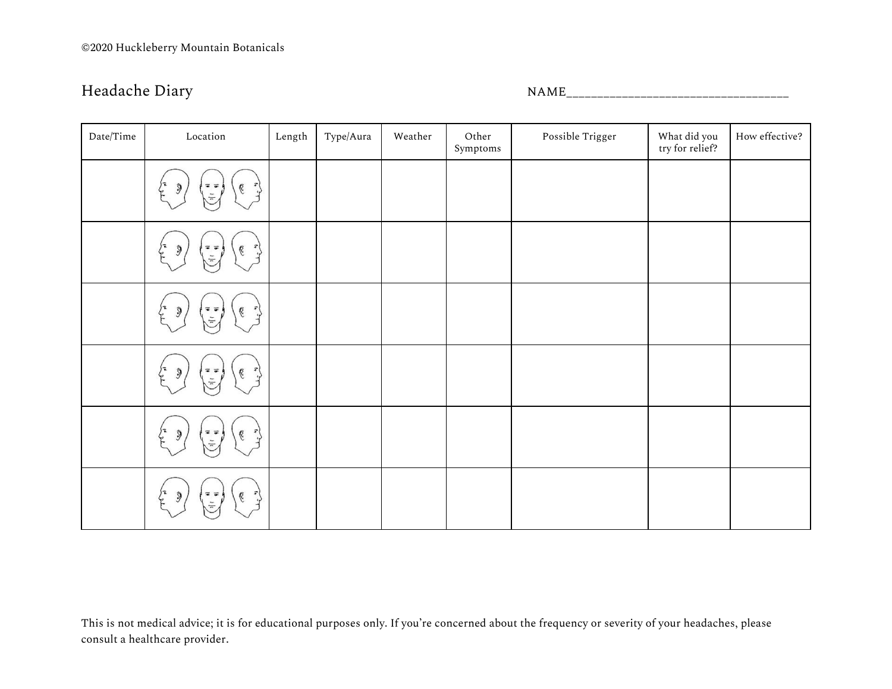©2020 Huckleberry Mountain Botanicals

# Headache Diary

NAME__________________________________

| Date/Time | Location | Length | Type/Aura | Weather | Other Symptoms | Possible Trigger | What did you try for relief? | How effective? |
|---|---|---|---|---|---|---|---|---|
| | | | | | | | | |
| | | | | | | | | |
| | | | | | | | | |
| | | | | | | | | |
| | | | | | | | | |
| | | | | | | | | |

This is not medical advice; it is for educational purposes only. If you're concerned about the frequency or severity of your headaches, please consult a healthcare provider.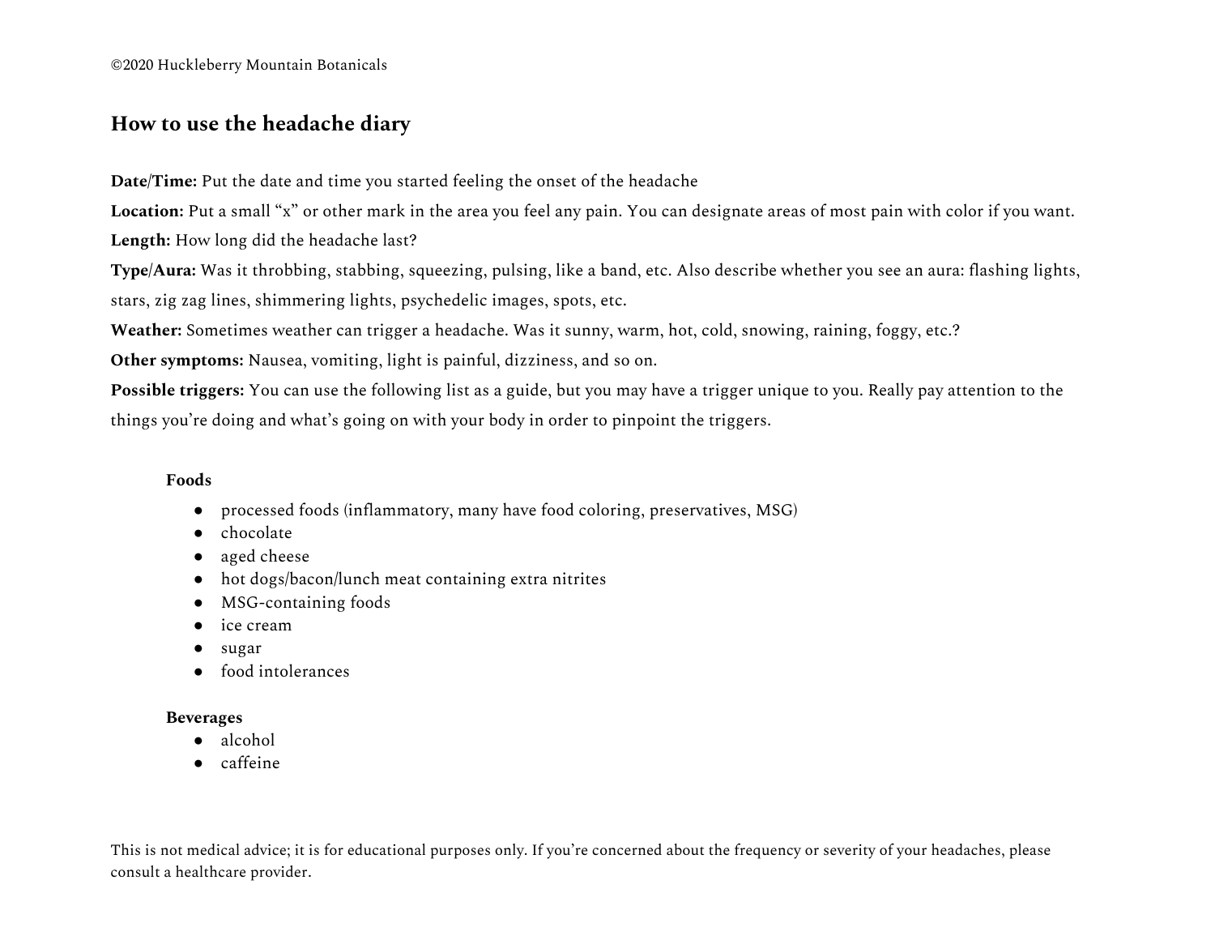©2020 Huckleberry Mountain Botanicals

## How to use the headache diary

**Date/Time:** Put the date and time you started feeling the onset of the headache

**Location:** Put a small "x" or other mark in the area you feel any pain. You can designate areas of most pain with color if you want.

**Length:** How long did the headache last?

**Type/Aura:** Was it throbbing, stabbing, squeezing, pulsing, like a band, etc. Also describe whether you see an aura: flashing lights, stars, zig zag lines, shimmering lights, psychedelic images, spots, etc.

**Weather:** Sometimes weather can trigger a headache. Was it sunny, warm, hot, cold, snowing, raining, foggy, etc.?

**Other symptoms:** Nausea, vomiting, light is painful, dizziness, and so on.

**Possible triggers:** You can use the following list as a guide, but you may have a trigger unique to you. Really pay attention to the things you're doing and what's going on with your body in order to pinpoint the triggers.

**Foods**

- processed foods (inflammatory, many have food coloring, preservatives, MSG)
- chocolate
- aged cheese
- hot dogs/bacon/lunch meat containing extra nitrites
- MSG-containing foods
- ice cream
- sugar
- food intolerances

**Beverages**

- alcohol
- caffeine

This is not medical advice; it is for educational purposes only. If you're concerned about the frequency or severity of your headaches, please consult a healthcare provider.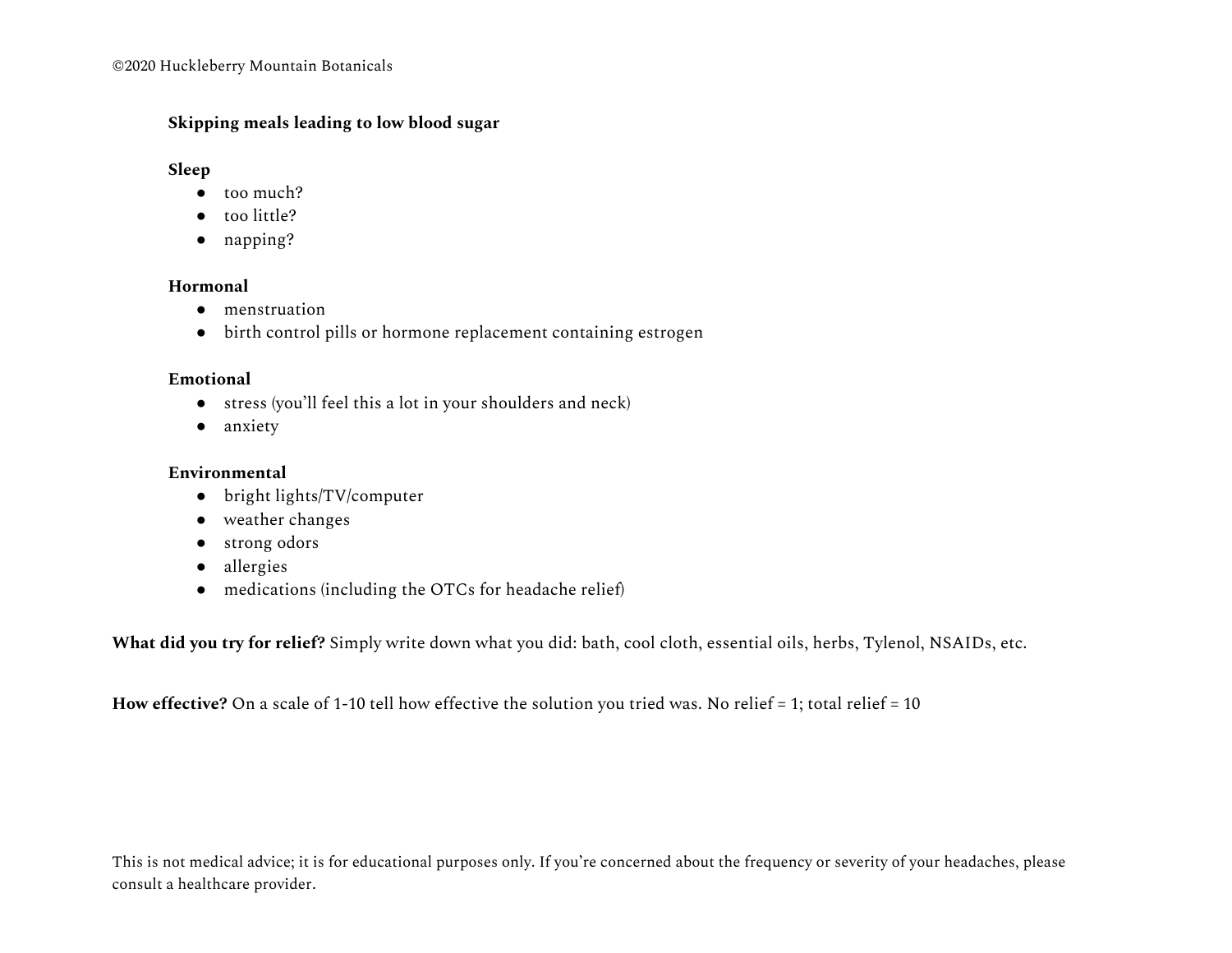**Skipping meals leading to low blood sugar**

**Sleep**

- too much?
- too little?
- napping?

**Hormonal**

- menstruation
- birth control pills or hormone replacement containing estrogen

**Emotional**

- stress (you'll feel this a lot in your shoulders and neck)
- anxiety

**Environmental**

- bright lights/TV/computer
- weather changes
- strong odors
- allergies
- medications (including the OTCs for headache relief)

**What did you try for relief?** Simply write down what you did: bath, cool cloth, essential oils, herbs, Tylenol, NSAIDs, etc.

**How effective?** On a scale of 1-10 tell how effective the solution you tried was. No relief = 1; total relief = 10

This is not medical advice; it is for educational purposes only. If you're concerned about the frequency or severity of your headaches, please consult a healthcare provider.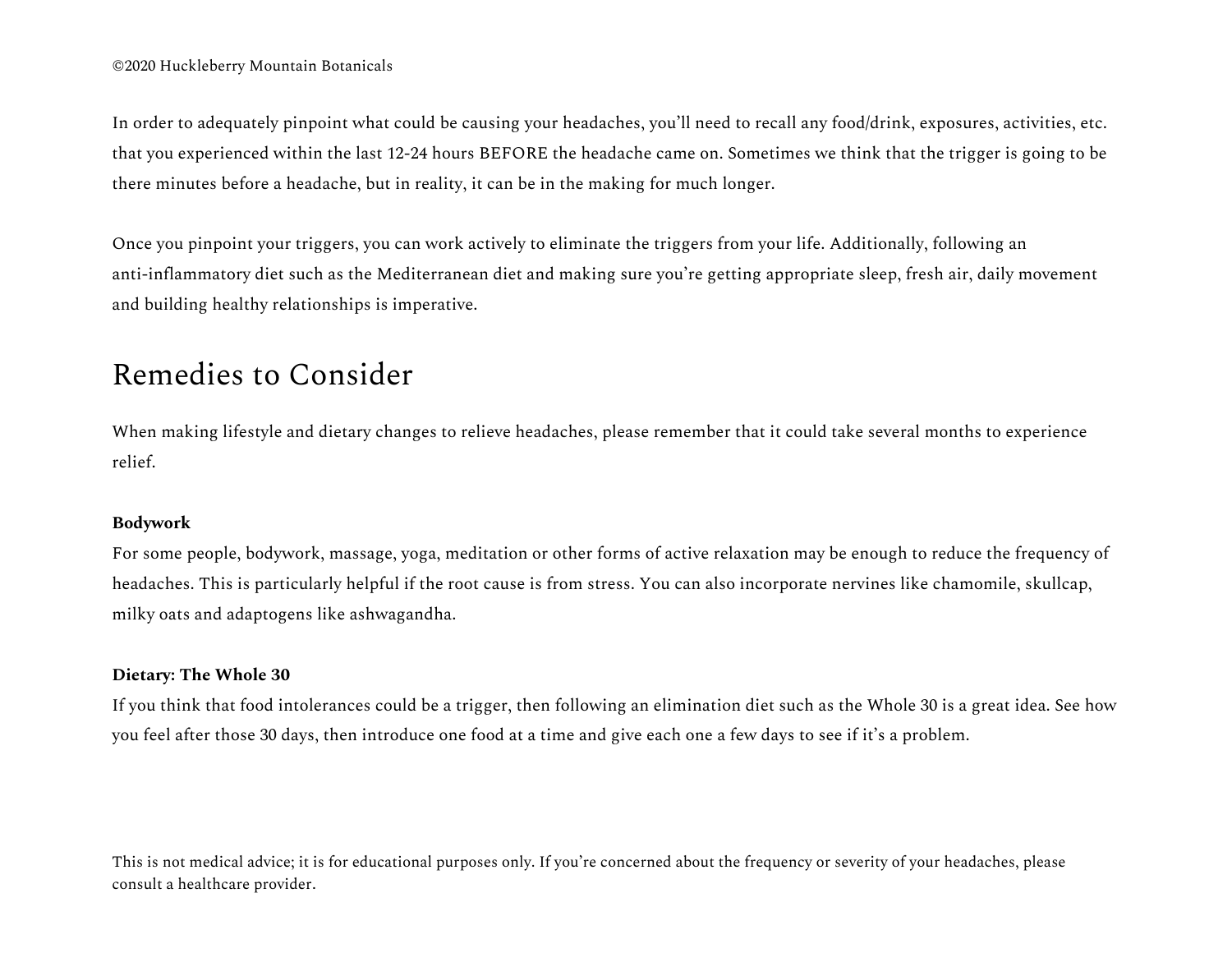In order to adequately pinpoint what could be causing your headaches, you'll need to recall any food/drink, exposures, activities, etc. that you experienced within the last 12-24 hours BEFORE the headache came on. Sometimes we think that the trigger is going to be there minutes before a headache, but in reality, it can be in the making for much longer.

Once you pinpoint your triggers, you can work actively to eliminate the triggers from your life. Additionally, following an anti-inflammatory diet such as the Mediterranean diet and making sure you're getting appropriate sleep, fresh air, daily movement and building healthy relationships is imperative.

## Remedies to Consider

When making lifestyle and dietary changes to relieve headaches, please remember that it could take several months to experience relief.

**Bodywork**

For some people, bodywork, massage, yoga, meditation or other forms of active relaxation may be enough to reduce the frequency of headaches. This is particularly helpful if the root cause is from stress. You can also incorporate nervines like chamomile, skullcap, milky oats and adaptogens like ashwagandha.

**Dietary: The Whole 30**

If you think that food intolerances could be a trigger, then following an elimination diet such as the Whole 30 is a great idea. See how you feel after those 30 days, then introduce one food at a time and give each one a few days to see if it's a problem.

This is not medical advice; it is for educational purposes only. If you're concerned about the frequency or severity of your headaches, please consult a healthcare provider.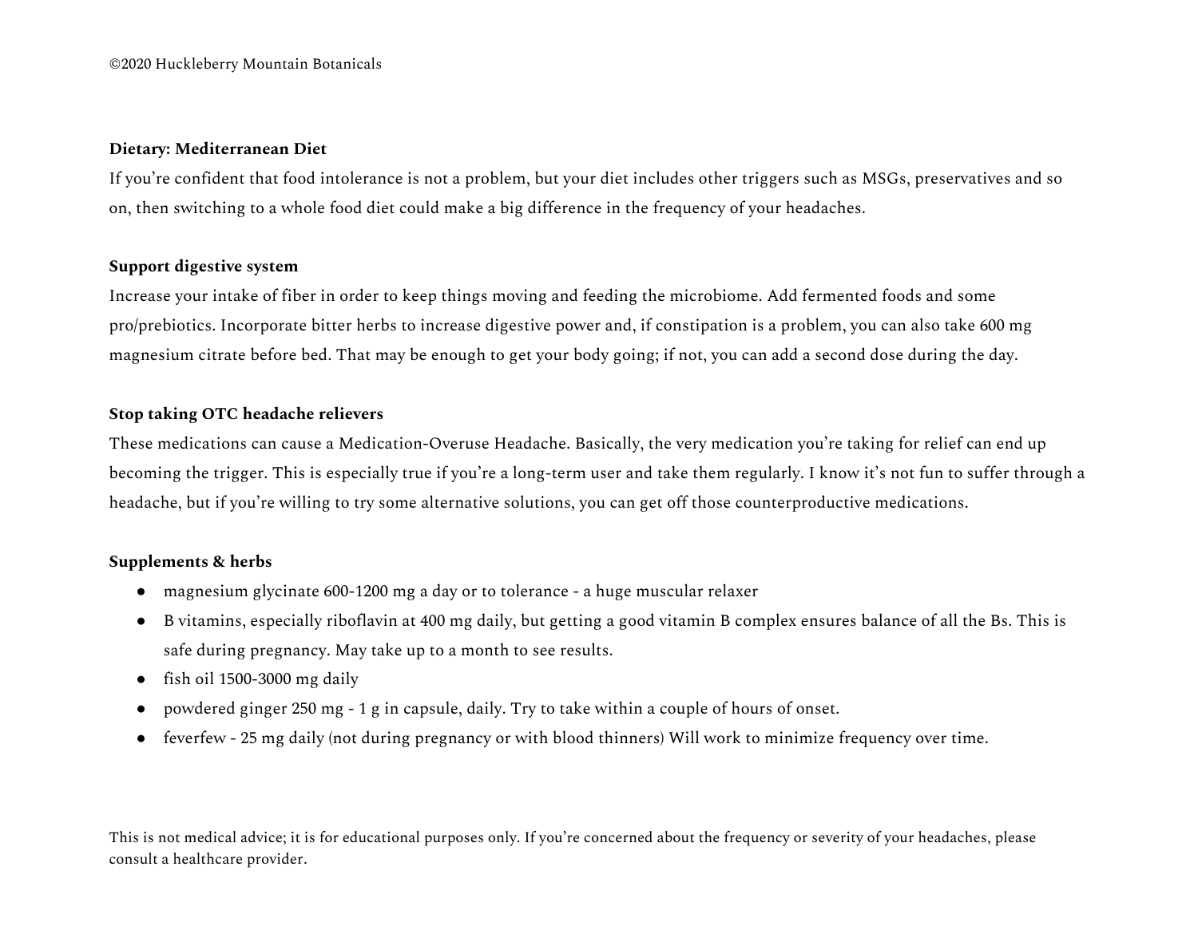**Dietary: Mediterranean Diet**

If you're confident that food intolerance is not a problem, but your diet includes other triggers such as MSGs, preservatives and so on, then switching to a whole food diet could make a big difference in the frequency of your headaches.

**Support digestive system**

Increase your intake of fiber in order to keep things moving and feeding the microbiome. Add fermented foods and some pro/prebiotics. Incorporate bitter herbs to increase digestive power and, if constipation is a problem, you can also take 600 mg magnesium citrate before bed. That may be enough to get your body going; if not, you can add a second dose during the day.

**Stop taking OTC headache relievers**

These medications can cause a Medication-Overuse Headache. Basically, the very medication you're taking for relief can end up becoming the trigger. This is especially true if you're a long-term user and take them regularly. I know it's not fun to suffer through a headache, but if you're willing to try some alternative solutions, you can get off those counterproductive medications.

**Supplements & herbs**

- magnesium glycinate 600-1200 mg a day or to tolerance - a huge muscular relaxer
- B vitamins, especially riboflavin at 400 mg daily, but getting a good vitamin B complex ensures balance of all the Bs. This is safe during pregnancy. May take up to a month to see results.
- fish oil 1500-3000 mg daily
- powdered ginger 250 mg - 1 g in capsule, daily. Try to take within a couple of hours of onset.
- feverfew - 25 mg daily (not during pregnancy or with blood thinners) Will work to minimize frequency over time.

This is not medical advice; it is for educational purposes only. If you're concerned about the frequency or severity of your headaches, please consult a healthcare provider.